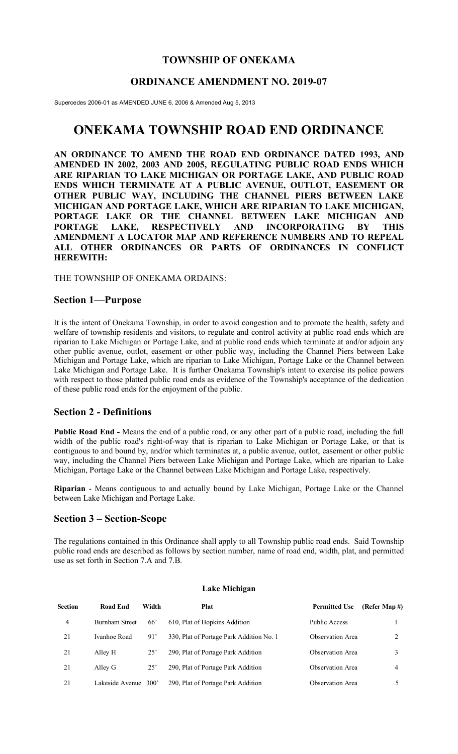# TOWNSHIP OF ONEKAMA

## ORDINANCE AMENDMENT NO. 2019-07

Supercedes 2006-01 as AMENDED JUNE 6, 2006 & Amended Aug 5, 2013

# ONEKAMA TOWNSHIP ROAD END ORDINANCE

**AN ORDINANCE TO AMEND THE ROAD END ORDINANCE DATED 1993, AND AMENDED IN 2002, 2003 AND 2005, REGULATING PUBLIC ROAD ENDS WHICH ARE RIPARIAN TO LAKE MICHIGAN OR PORTAGE LAKE, AND PUBLIC ROAD ENDS WHICH TERMINATE AT A PUBLIC AVENUE, OUTLOT, EASEMENT OR OTHER PUBLIC WAY, INCLUDING THE CHANNEL PIERS BETWEEN LAKE MICHIGAN AND PORTAGE LAKE, WHICH ARE RIPARIAN TO LAKE MICHIGAN, PORTAGE LAKE OR THE CHANNEL BETWEEN LAKE MICHIGAN AND PORTAGE LAKE, RESPECTIVELY AND INCORPORATING BY THIS AMENDMENT A LOCATOR MAP AND REFERENCE NUMBERS AND TO REPEAL ALL OTHER ORDINANCES OR PARTS OF ORDINANCES IN CONFLICT HEREWITH:**

THE TOWNSHIP OF ONEKAMA ORDAINS:

## Section 1—Purpose

It is the intent of Onekama Township, in order to avoid congestion and to promote the health, safety and welfare of township residents and visitors, to regulate and control activity at public road ends which are riparian to Lake Michigan or Portage Lake, and at public road ends which terminate at and/or adjoin any other public avenue, outlot, easement or other public way, including the Channel Piers between Lake Michigan and Portage Lake, which are riparian to Lake Michigan, Portage Lake or the Channel between Lake Michigan and Portage Lake. It is further Onekama Township's intent to exercise its police powers with respect to those platted public road ends as evidence of the Township's acceptance of the dedication of these public road ends for the enjoyment of the public.

## Section 2 - Definitions

**Public Road End -** Means the end of a public road, or any other part of a public road, including the full width of the public road's right-of-way that is riparian to Lake Michigan or Portage Lake, or that is contiguous to and bound by, and/or which terminates at, a public avenue, outlot, easement or other public way, including the Channel Piers between Lake Michigan and Portage Lake, which are riparian to Lake Michigan, Portage Lake or the Channel between Lake Michigan and Portage Lake, respectively.

**Riparian** - Means contiguous to and actually bound by Lake Michigan, Portage Lake or the Channel between Lake Michigan and Portage Lake.

## Section 3 – Section-Scope

The regulations contained in this Ordinance shall apply to all Township public road ends. Said Township public road ends are described as follows by section number, name of road end, width, plat, and permitted use as set forth in Section 7.A and 7.B.

**Lake Michigan**

| Section | Road End | Width | Plat | Permitted Use | (Refer Map #) |
|---|---|---|---|---|---|
| 4 | Burnham Street | 66' | 610, Plat of Hopkins Addition | Public Access | 1 |
| 21 | Ivanhoe Road | 91' | 330, Plat of Portage Park Addition No. 1 | Observation Area | 2 |
| 21 | Alley H | 25' | 290, Plat of Portage Park Addition | Observation Area | 3 |
| 21 | Alley G | 25' | 290, Plat of Portage Park Addition | Observation Area | 4 |
| 21 | Lakeside Avenue | 300' | 290, Plat of Portage Park Addition | Observation Area | 5 |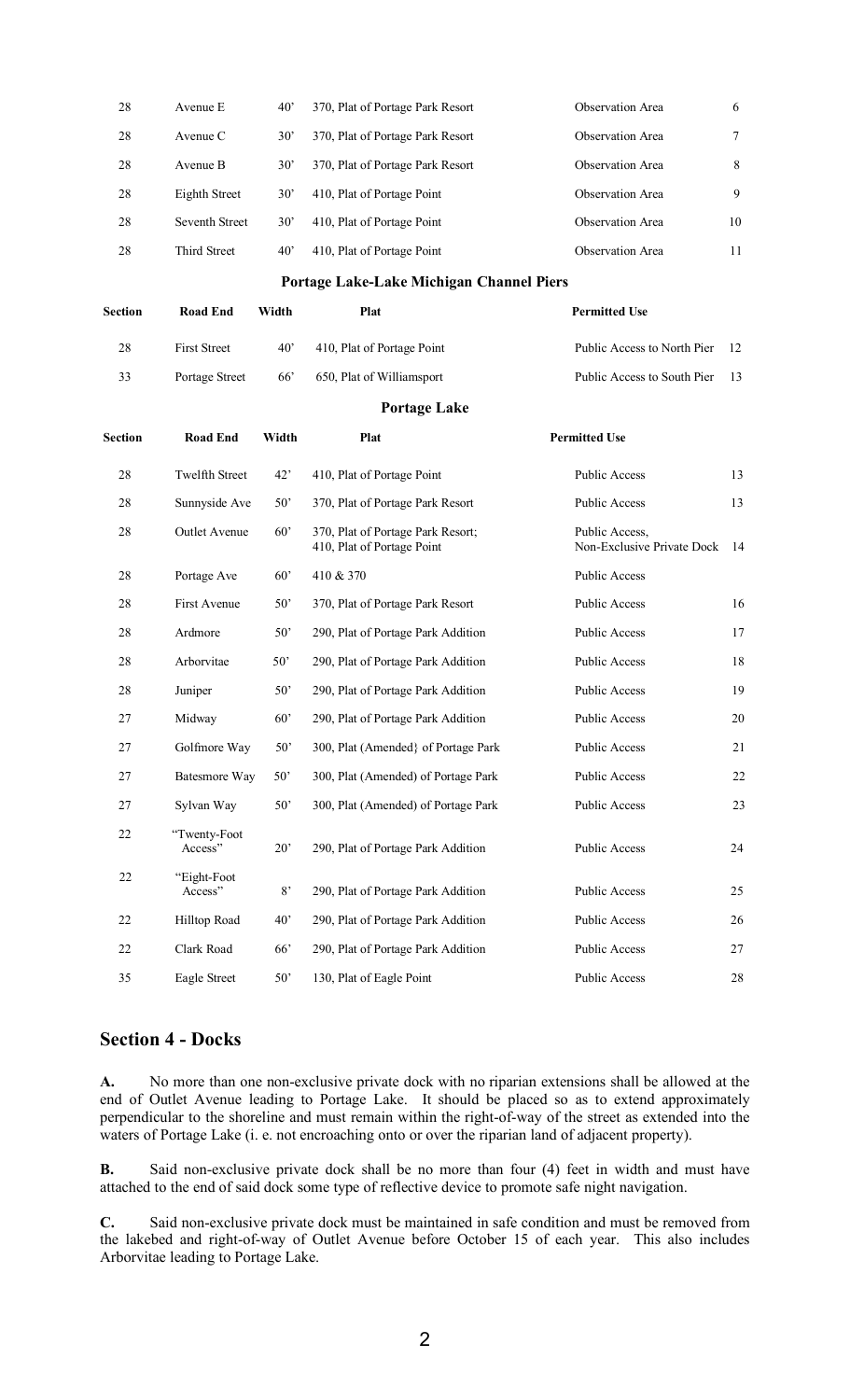| Section | Road End | Width | Plat | Permitted Use | |
|---|---|---|---|---|---|
| 28 | Avenue E | 40' | 370, Plat of Portage Park Resort | Observation Area | 6 |
| 28 | Avenue C | 30' | 370, Plat of Portage Park Resort | Observation Area | 7 |
| 28 | Avenue B | 30' | 370, Plat of Portage Park Resort | Observation Area | 8 |
| 28 | Eighth Street | 30' | 410, Plat of Portage Point | Observation Area | 9 |
| 28 | Seventh Street | 30' | 410, Plat of Portage Point | Observation Area | 10 |
| 28 | Third Street | 40' | 410, Plat of Portage Point | Observation Area | 11 |

**Portage Lake-Lake Michigan Channel Piers**

| Section | Road End | Width | Plat | Permitted Use | |
|---|---|---|---|---|---|
| 28 | First Street | 40' | 410, Plat of Portage Point | Public Access to North Pier | 12 |
| 33 | Portage Street | 66' | 650, Plat of Williamsport | Public Access to South Pier | 13 |

**Portage Lake**

| Section | Road End | Width | Plat | Permitted Use | |
|---|---|---|---|---|---|
| 28 | Twelfth Street | 42' | 410, Plat of Portage Point | Public Access | 13 |
| 28 | Sunnyside Ave | 50' | 370, Plat of Portage Park Resort | Public Access | 13 |
| 28 | Outlet Avenue | 60' | 370, Plat of Portage Park Resort; 410, Plat of Portage Point | Public Access, Non-Exclusive Private Dock | 14 |
| 28 | Portage Ave | 60' | 410 & 370 | Public Access | |
| 28 | First Avenue | 50' | 370, Plat of Portage Park Resort | Public Access | 16 |
| 28 | Ardmore | 50' | 290, Plat of Portage Park Addition | Public Access | 17 |
| 28 | Arborvitae | 50' | 290, Plat of Portage Park Addition | Public Access | 18 |
| 28 | Juniper | 50' | 290, Plat of Portage Park Addition | Public Access | 19 |
| 27 | Midway | 60' | 290, Plat of Portage Park Addition | Public Access | 20 |
| 27 | Golfmore Way | 50' | 300, Plat (Amended} of Portage Park | Public Access | 21 |
| 27 | Batesmore Way | 50' | 300, Plat (Amended) of Portage Park | Public Access | 22 |
| 27 | Sylvan Way | 50' | 300, Plat (Amended) of Portage Park | Public Access | 23 |
| 22 | "Twenty-Foot Access" | 20' | 290, Plat of Portage Park Addition | Public Access | 24 |
| 22 | "Eight-Foot Access" | 8' | 290, Plat of Portage Park Addition | Public Access | 25 |
| 22 | Hilltop Road | 40' | 290, Plat of Portage Park Addition | Public Access | 26 |
| 22 | Clark Road | 66' | 290, Plat of Portage Park Addition | Public Access | 27 |
| 35 | Eagle Street | 50' | 130, Plat of Eagle Point | Public Access | 28 |

## Section 4 - Docks

**A.** No more than one non-exclusive private dock with no riparian extensions shall be allowed at the end of Outlet Avenue leading to Portage Lake. It should be placed so as to extend approximately perpendicular to the shoreline and must remain within the right-of-way of the street as extended into the waters of Portage Lake (i. e. not encroaching onto or over the riparian land of adjacent property).

**B.** Said non-exclusive private dock shall be no more than four (4) feet in width and must have attached to the end of said dock some type of reflective device to promote safe night navigation.

**C.** Said non-exclusive private dock must be maintained in safe condition and must be removed from the lakebed and right-of-way of Outlet Avenue before October 15 of each year. This also includes Arborvitae leading to Portage Lake.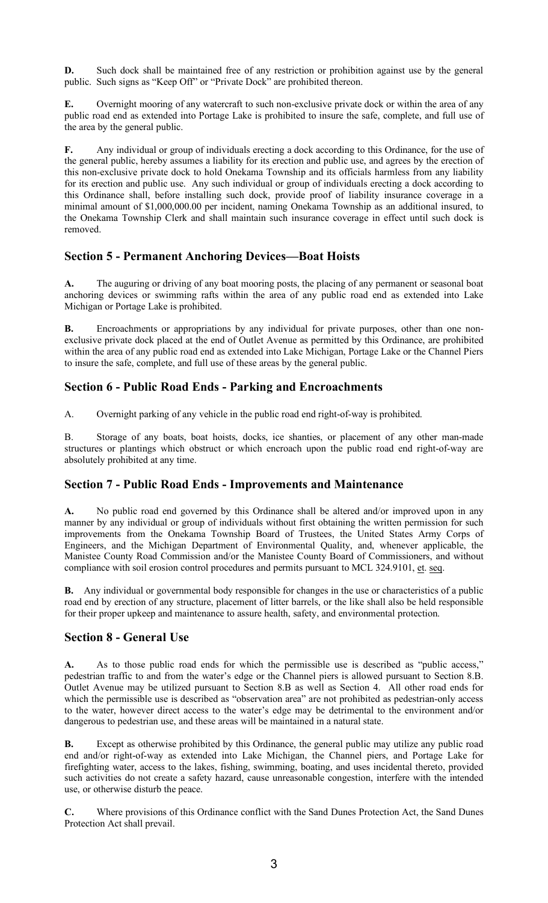**D.** Such dock shall be maintained free of any restriction or prohibition against use by the general public. Such signs as "Keep Off" or "Private Dock" are prohibited thereon.

**E.** Overnight mooring of any watercraft to such non-exclusive private dock or within the area of any public road end as extended into Portage Lake is prohibited to insure the safe, complete, and full use of the area by the general public.

**F.** Any individual or group of individuals erecting a dock according to this Ordinance, for the use of the general public, hereby assumes a liability for its erection and public use, and agrees by the erection of this non-exclusive private dock to hold Onekama Township and its officials harmless from any liability for its erection and public use. Any such individual or group of individuals erecting a dock according to this Ordinance shall, before installing such dock, provide proof of liability insurance coverage in a minimal amount of $1,000,000.00 per incident, naming Onekama Township as an additional insured, to the Onekama Township Clerk and shall maintain such insurance coverage in effect until such dock is removed.

## Section 5 - Permanent Anchoring Devices—Boat Hoists

**A.** The auguring or driving of any boat mooring posts, the placing of any permanent or seasonal boat anchoring devices or swimming rafts within the area of any public road end as extended into Lake Michigan or Portage Lake is prohibited.

**B.** Encroachments or appropriations by any individual for private purposes, other than one non-exclusive private dock placed at the end of Outlet Avenue as permitted by this Ordinance, are prohibited within the area of any public road end as extended into Lake Michigan, Portage Lake or the Channel Piers to insure the safe, complete, and full use of these areas by the general public.

## Section 6 - Public Road Ends - Parking and Encroachments

A. Overnight parking of any vehicle in the public road end right-of-way is prohibited.

B. Storage of any boats, boat hoists, docks, ice shanties, or placement of any other man-made structures or plantings which obstruct or which encroach upon the public road end right-of-way are absolutely prohibited at any time.

## Section 7 - Public Road Ends - Improvements and Maintenance

**A.** No public road end governed by this Ordinance shall be altered and/or improved upon in any manner by any individual or group of individuals without first obtaining the written permission for such improvements from the Onekama Township Board of Trustees, the United States Army Corps of Engineers, and the Michigan Department of Environmental Quality, and, whenever applicable, the Manistee County Road Commission and/or the Manistee County Board of Commissioners, and without compliance with soil erosion control procedures and permits pursuant to MCL 324.9101, et. seq.

**B.** Any individual or governmental body responsible for changes in the use or characteristics of a public road end by erection of any structure, placement of litter barrels, or the like shall also be held responsible for their proper upkeep and maintenance to assure health, safety, and environmental protection.

## Section 8 - General Use

**A.** As to those public road ends for which the permissible use is described as "public access," pedestrian traffic to and from the water's edge or the Channel piers is allowed pursuant to Section 8.B. Outlet Avenue may be utilized pursuant to Section 8.B as well as Section 4. All other road ends for which the permissible use is described as "observation area" are not prohibited as pedestrian-only access to the water, however direct access to the water's edge may be detrimental to the environment and/or dangerous to pedestrian use, and these areas will be maintained in a natural state.

**B.** Except as otherwise prohibited by this Ordinance, the general public may utilize any public road end and/or right-of-way as extended into Lake Michigan, the Channel piers, and Portage Lake for firefighting water, access to the lakes, fishing, swimming, boating, and uses incidental thereto, provided such activities do not create a safety hazard, cause unreasonable congestion, interfere with the intended use, or otherwise disturb the peace.

**C.** Where provisions of this Ordinance conflict with the Sand Dunes Protection Act, the Sand Dunes Protection Act shall prevail.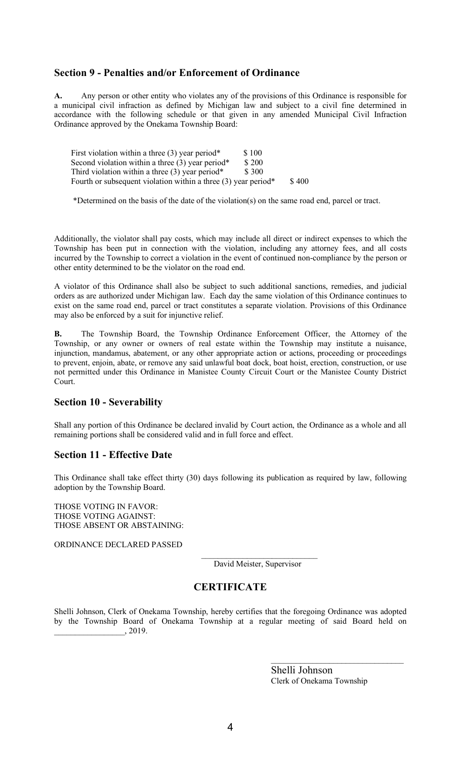## Section 9 - Penalties and/or Enforcement of Ordinance

**A.** Any person or other entity who violates any of the provisions of this Ordinance is responsible for a municipal civil infraction as defined by Michigan law and subject to a civil fine determined in accordance with the following schedule or that given in any amended Municipal Civil Infraction Ordinance approved by the Onekama Township Board:

| | |
|---|---|
| First violation within a three (3) year period* | $ 100 |
| Second violation within a three (3) year period* | $ 200 |
| Third violation within a three (3) year period* | $ 300 |
| Fourth or subsequent violation within a three (3) year period* | $ 400 |

*Determined on the basis of the date of the violation(s) on the same road end, parcel or tract.

Additionally, the violator shall pay costs, which may include all direct or indirect expenses to which the Township has been put in connection with the violation, including any attorney fees, and all costs incurred by the Township to correct a violation in the event of continued non-compliance by the person or other entity determined to be the violator on the road end.

A violator of this Ordinance shall also be subject to such additional sanctions, remedies, and judicial orders as are authorized under Michigan law. Each day the same violation of this Ordinance continues to exist on the same road end, parcel or tract constitutes a separate violation. Provisions of this Ordinance may also be enforced by a suit for injunctive relief.

**B.** The Township Board, the Township Ordinance Enforcement Officer, the Attorney of the Township, or any owner or owners of real estate within the Township may institute a nuisance, injunction, mandamus, abatement, or any other appropriate action or actions, proceeding or proceedings to prevent, enjoin, abate, or remove any said unlawful boat dock, boat hoist, erection, construction, or use not permitted under this Ordinance in Manistee County Circuit Court or the Manistee County District Court.

## Section 10 - Severability

Shall any portion of this Ordinance be declared invalid by Court action, the Ordinance as a whole and all remaining portions shall be considered valid and in full force and effect.

## Section 11 - Effective Date

This Ordinance shall take effect thirty (30) days following its publication as required by law, following adoption by the Township Board.

THOSE VOTING IN FAVOR:
THOSE VOTING AGAINST:
THOSE ABSENT OR ABSTAINING:

ORDINANCE DECLARED PASSED

____________________________
David Meister, Supervisor

## CERTIFICATE

Shelli Johnson, Clerk of Onekama Township, hereby certifies that the foregoing Ordinance was adopted by the Township Board of Onekama Township at a regular meeting of said Board held on _________________, 2019.

____________________________
Shelli Johnson
Clerk of Onekama Township